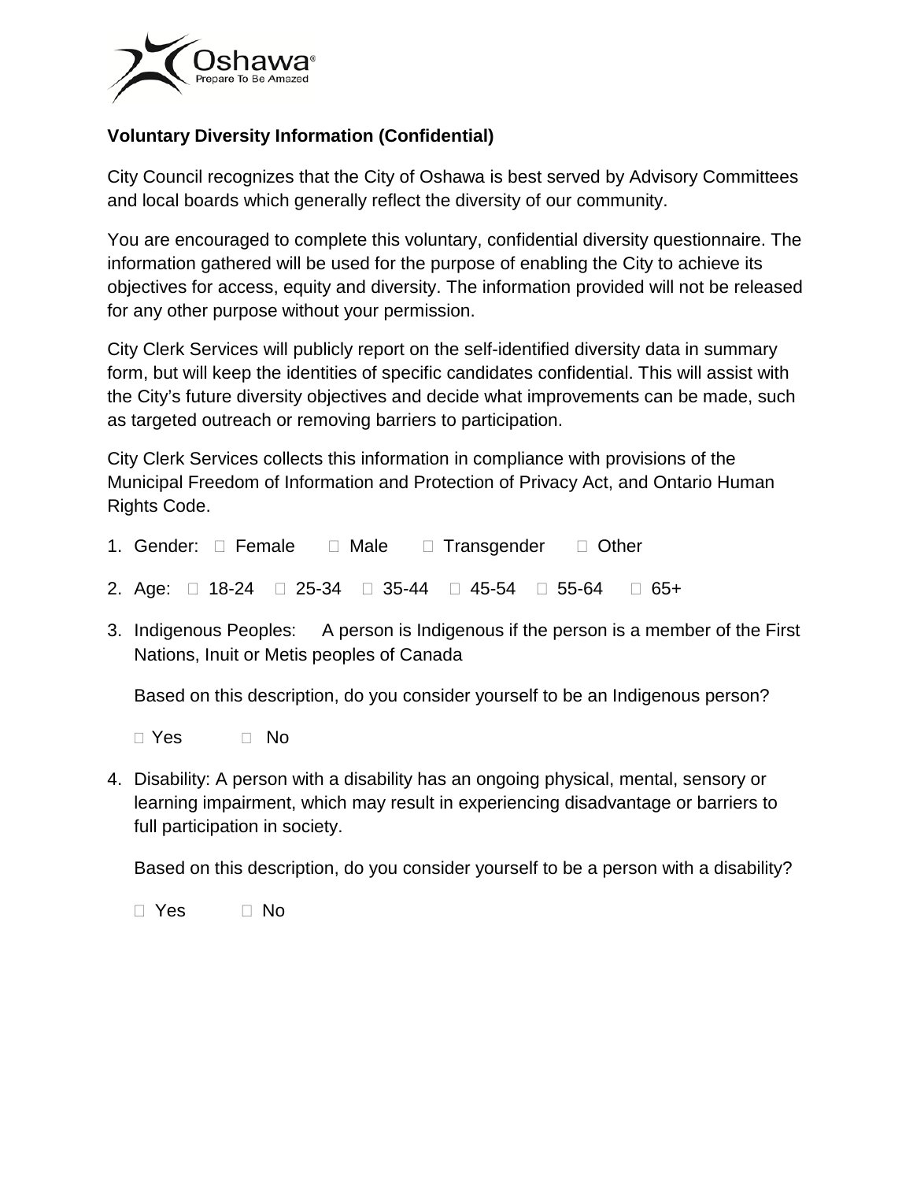Oshawa®
Prepare To Be Amazed

**Voluntary Diversity Information (Confidential)**

City Council recognizes that the City of Oshawa is best served by Advisory Committees and local boards which generally reflect the diversity of our community.

You are encouraged to complete this voluntary, confidential diversity questionnaire. The information gathered will be used for the purpose of enabling the City to achieve its objectives for access, equity and diversity. The information provided will not be released for any other purpose without your permission.

City Clerk Services will publicly report on the self-identified diversity data in summary form, but will keep the identities of specific candidates confidential. This will assist with the City's future diversity objectives and decide what improvements can be made, such as targeted outreach or removing barriers to participation.

City Clerk Services collects this information in compliance with provisions of the Municipal Freedom of Information and Protection of Privacy Act, and Ontario Human Rights Code.

1. Gender: ☐ Female ☐ Male ☐ Transgender ☐ Other

2. Age: ☐ 18-24 ☐ 25-34 ☐ 35-44 ☐ 45-54 ☐ 55-64 ☐ 65+

3. Indigenous Peoples: A person is Indigenous if the person is a member of the First Nations, Inuit or Metis peoples of Canada

   Based on this description, do you consider yourself to be an Indigenous person?

   ☐ Yes ☐ No

4. Disability: A person with a disability has an ongoing physical, mental, sensory or learning impairment, which may result in experiencing disadvantage or barriers to full participation in society.

   Based on this description, do you consider yourself to be a person with a disability?

   ☐ Yes ☐ No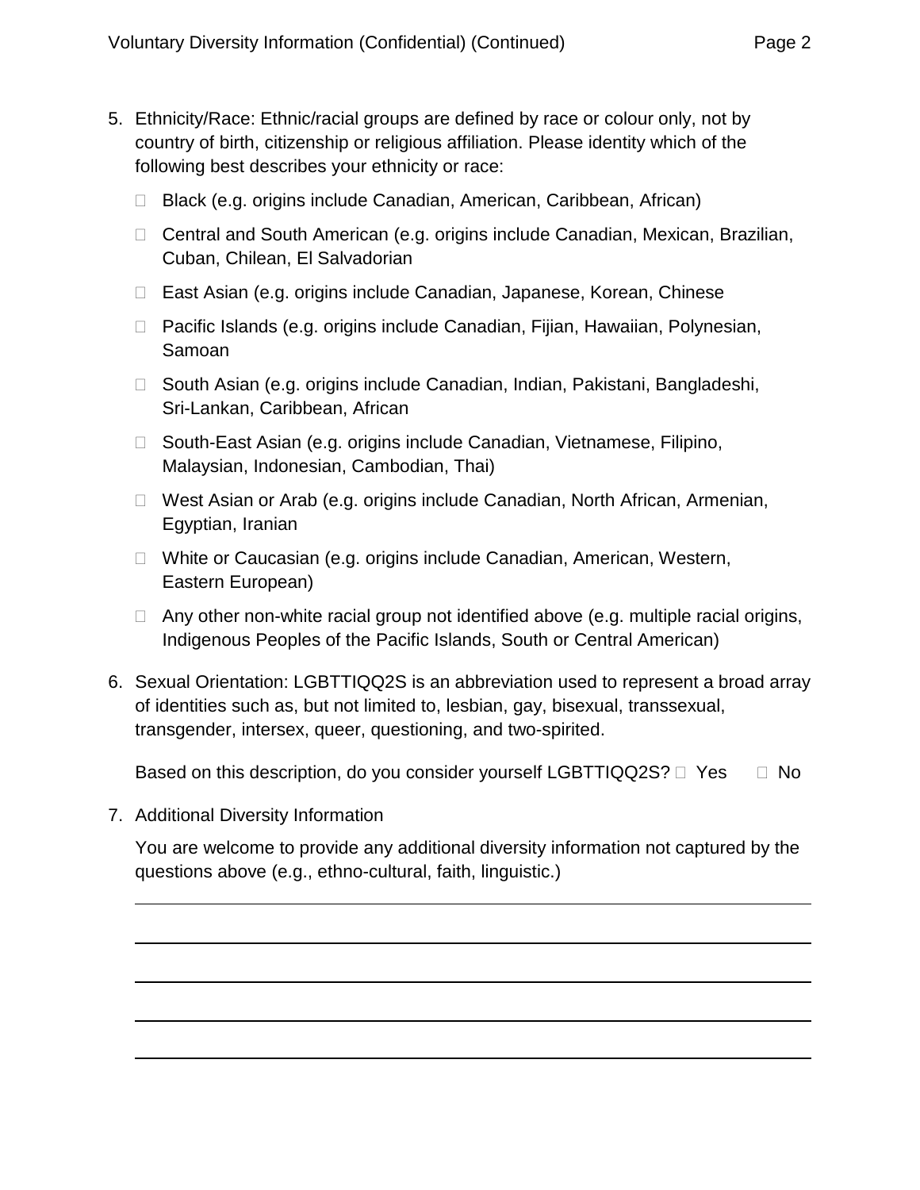5. Ethnicity/Race: Ethnic/racial groups are defined by race or colour only, not by country of birth, citizenship or religious affiliation. Please identity which of the following best describes your ethnicity or race:

   ☐ Black (e.g. origins include Canadian, American, Caribbean, African)

   ☐ Central and South American (e.g. origins include Canadian, Mexican, Brazilian, Cuban, Chilean, El Salvadorian

   ☐ East Asian (e.g. origins include Canadian, Japanese, Korean, Chinese

   ☐ Pacific Islands (e.g. origins include Canadian, Fijian, Hawaiian, Polynesian, Samoan

   ☐ South Asian (e.g. origins include Canadian, Indian, Pakistani, Bangladeshi, Sri-Lankan, Caribbean, African

   ☐ South-East Asian (e.g. origins include Canadian, Vietnamese, Filipino, Malaysian, Indonesian, Cambodian, Thai)

   ☐ West Asian or Arab (e.g. origins include Canadian, North African, Armenian, Egyptian, Iranian

   ☐ White or Caucasian (e.g. origins include Canadian, American, Western, Eastern European)

   ☐ Any other non-white racial group not identified above (e.g. multiple racial origins, Indigenous Peoples of the Pacific Islands, South or Central American)

6. Sexual Orientation: LGBTTIQQ2S is an abbreviation used to represent a broad array of identities such as, but not limited to, lesbian, gay, bisexual, transsexual, transgender, intersex, queer, questioning, and two-spirited.

   Based on this description, do you consider yourself LGBTTIQQ2S? ☐ Yes ☐ No

7. Additional Diversity Information

   You are welcome to provide any additional diversity information not captured by the questions above (e.g., ethno-cultural, faith, linguistic.)

   \_\_\_\_\_\_\_\_\_\_\_\_\_\_\_\_\_\_\_\_\_\_\_\_\_\_\_\_\_\_\_\_\_\_\_\_\_\_\_\_\_\_\_\_\_\_\_\_\_\_\_\_\_\_\_\_\_\_\_\_

   \_\_\_\_\_\_\_\_\_\_\_\_\_\_\_\_\_\_\_\_\_\_\_\_\_\_\_\_\_\_\_\_\_\_\_\_\_\_\_\_\_\_\_\_\_\_\_\_\_\_\_\_\_\_\_\_\_\_\_\_

   \_\_\_\_\_\_\_\_\_\_\_\_\_\_\_\_\_\_\_\_\_\_\_\_\_\_\_\_\_\_\_\_\_\_\_\_\_\_\_\_\_\_\_\_\_\_\_\_\_\_\_\_\_\_\_\_\_\_\_\_

   \_\_\_\_\_\_\_\_\_\_\_\_\_\_\_\_\_\_\_\_\_\_\_\_\_\_\_\_\_\_\_\_\_\_\_\_\_\_\_\_\_\_\_\_\_\_\_\_\_\_\_\_\_\_\_\_\_\_\_\_

   \_\_\_\_\_\_\_\_\_\_\_\_\_\_\_\_\_\_\_\_\_\_\_\_\_\_\_\_\_\_\_\_\_\_\_\_\_\_\_\_\_\_\_\_\_\_\_\_\_\_\_\_\_\_\_\_\_\_\_\_